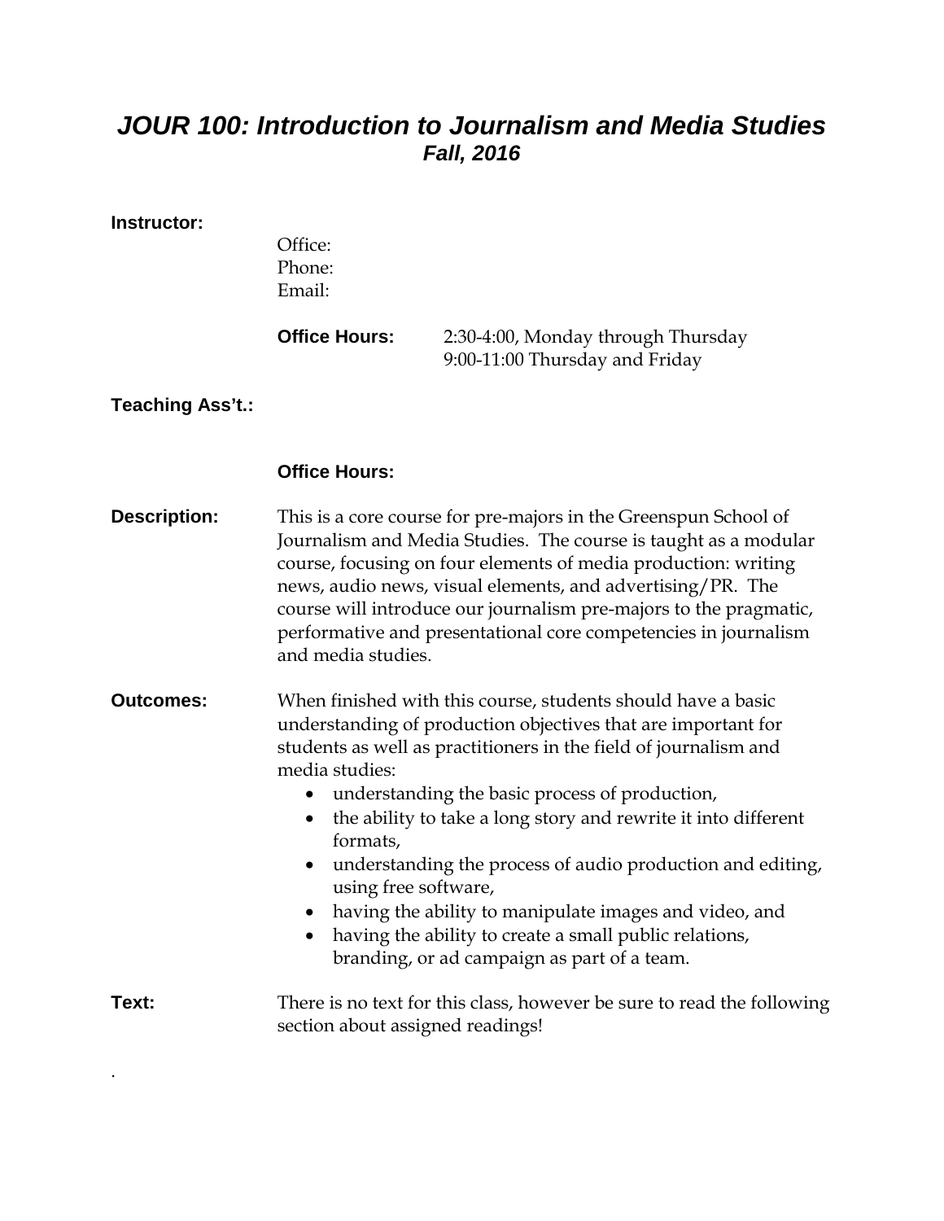# *JOUR 100: Introduction to Journalism and Media Studies*

## *Fall, 2016*

**Instructor:**

Office:
Phone:
Email:

**Office Hours:** 2:30-4:00, Monday through Thursday
9:00-11:00 Thursday and Friday

**Teaching Ass't.:**

**Office Hours:**

**Description:** This is a core course for pre-majors in the Greenspun School of Journalism and Media Studies. The course is taught as a modular course, focusing on four elements of media production: writing news, audio news, visual elements, and advertising/PR. The course will introduce our journalism pre-majors to the pragmatic, performative and presentational core competencies in journalism and media studies.

**Outcomes:** When finished with this course, students should have a basic understanding of production objectives that are important for students as well as practitioners in the field of journalism and media studies:

- understanding the basic process of production,
- the ability to take a long story and rewrite it into different formats,
- understanding the process of audio production and editing, using free software,
- having the ability to manipulate images and video, and
- having the ability to create a small public relations, branding, or ad campaign as part of a team.

**Text:** There is no text for this class, however be sure to read the following section about assigned readings!

.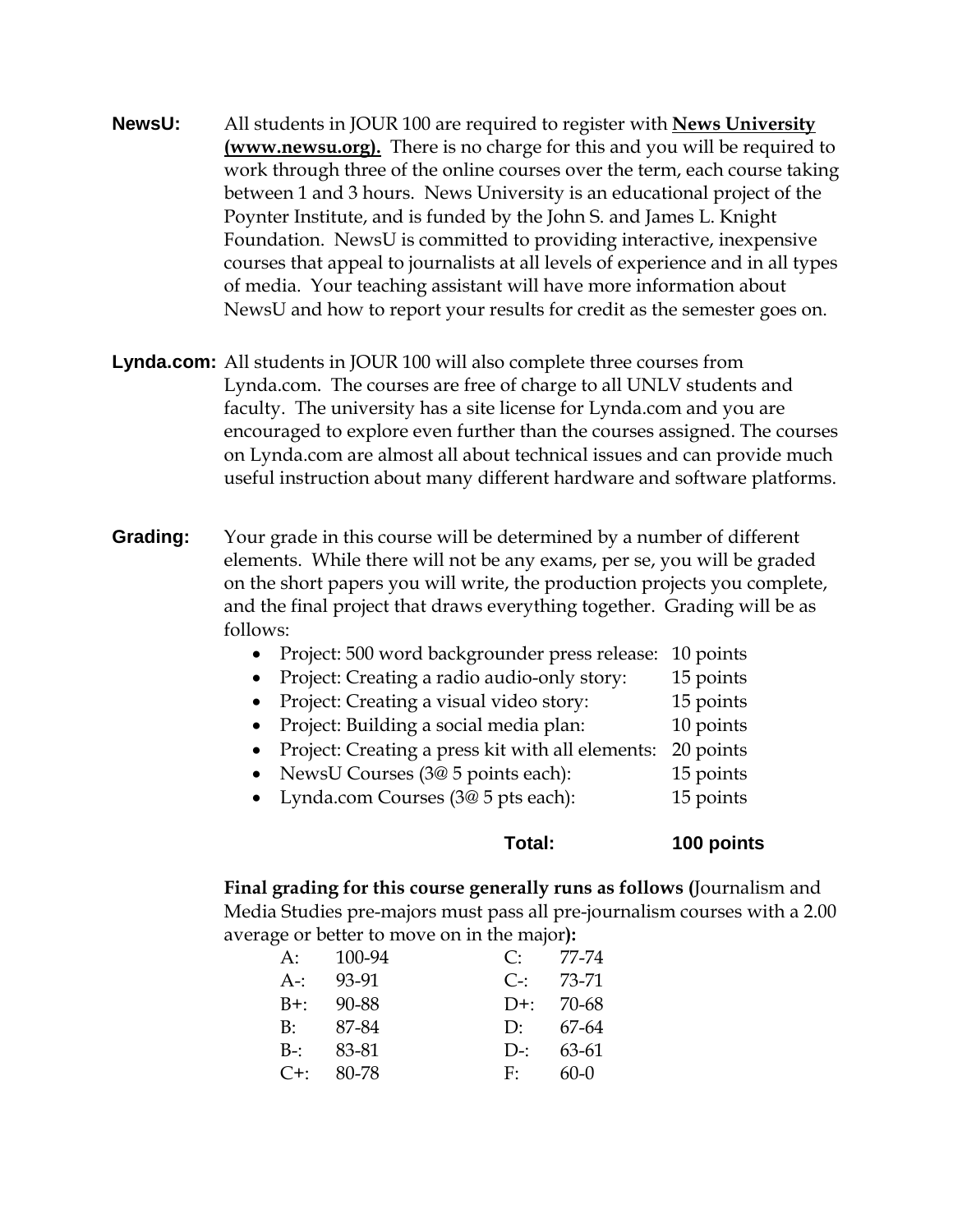**NewsU:** All students in JOUR 100 are required to register with **News University (www.newsu.org).** There is no charge for this and you will be required to work through three of the online courses over the term, each course taking between 1 and 3 hours. News University is an educational project of the Poynter Institute, and is funded by the John S. and James L. Knight Foundation. NewsU is committed to providing interactive, inexpensive courses that appeal to journalists at all levels of experience and in all types of media. Your teaching assistant will have more information about NewsU and how to report your results for credit as the semester goes on.

**Lynda.com:** All students in JOUR 100 will also complete three courses from Lynda.com. The courses are free of charge to all UNLV students and faculty. The university has a site license for Lynda.com and you are encouraged to explore even further than the courses assigned. The courses on Lynda.com are almost all about technical issues and can provide much useful instruction about many different hardware and software platforms.

**Grading:** Your grade in this course will be determined by a number of different elements. While there will not be any exams, per se, you will be graded on the short papers you will write, the production projects you complete, and the final project that draws everything together. Grading will be as follows:

- Project: 500 word backgrounder press release: 10 points
- Project: Creating a radio audio-only story: 15 points
- Project: Creating a visual video story: 15 points
- Project: Building a social media plan: 10 points
- Project: Creating a press kit with all elements: 20 points
- NewsU Courses (3@ 5 points each): 15 points
- Lynda.com Courses (3@ 5 pts each): 15 points

**Total: 100 points**

**Final grading for this course generally runs as follows (**Journalism and Media Studies pre-majors must pass all pre-journalism courses with a 2.00 average or better to move on in the major**):**

| | | | |
|---|---|---|---|
| A: | 100-94 | C: | 77-74 |
| A-: | 93-91 | C-: | 73-71 |
| B+: | 90-88 | D+: | 70-68 |
| B: | 87-84 | D: | 67-64 |
| B-: | 83-81 | D-: | 63-61 |
| C+: | 80-78 | F: | 60-0 |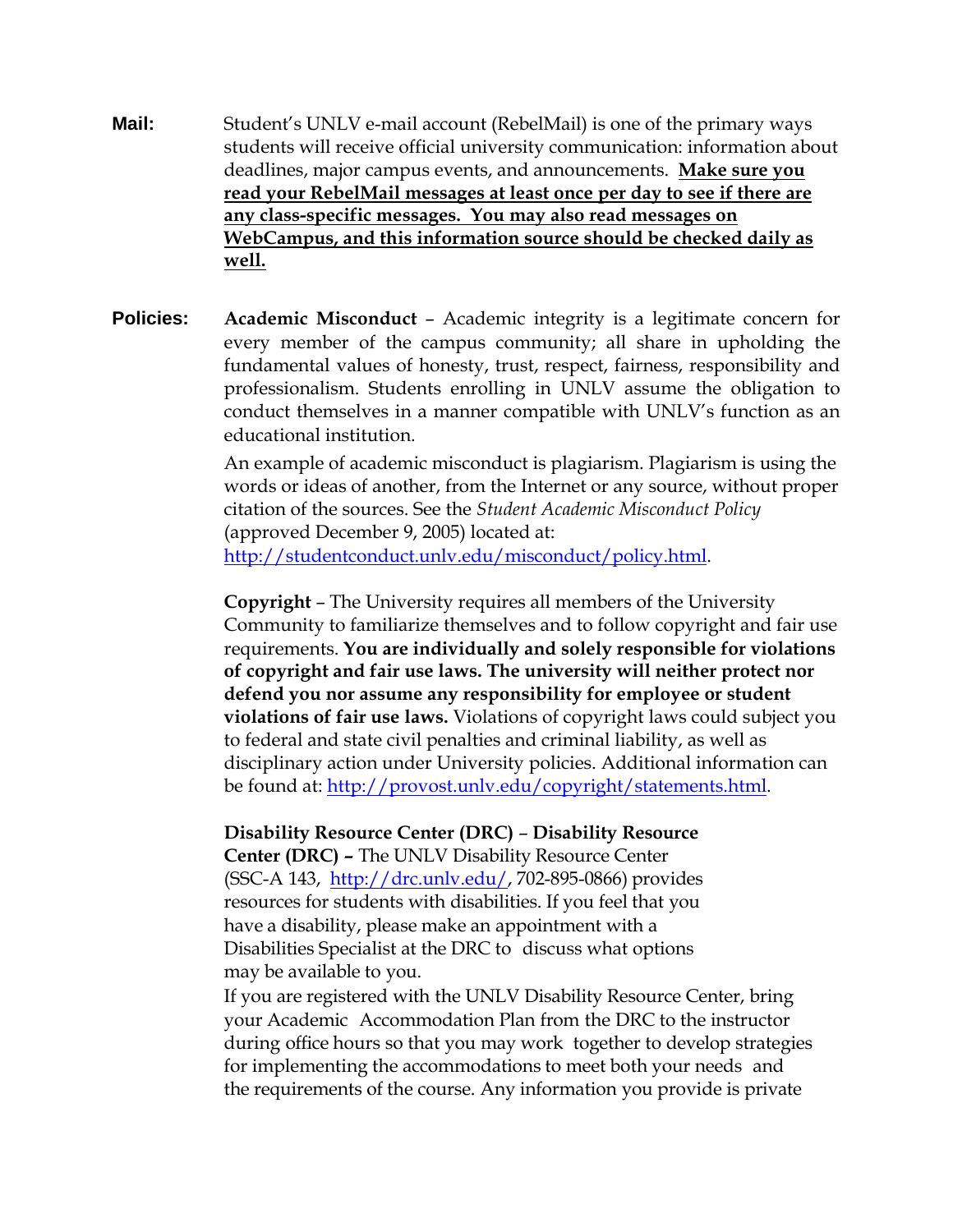**Mail:** Student's UNLV e-mail account (RebelMail) is one of the primary ways students will receive official university communication: information about deadlines, major campus events, and announcements. **Make sure you read your RebelMail messages at least once per day to see if there are any class-specific messages. You may also read messages on WebCampus, and this information source should be checked daily as well.**

**Policies:** **Academic Misconduct** – Academic integrity is a legitimate concern for every member of the campus community; all share in upholding the fundamental values of honesty, trust, respect, fairness, responsibility and professionalism. Students enrolling in UNLV assume the obligation to conduct themselves in a manner compatible with UNLV's function as an educational institution.

An example of academic misconduct is plagiarism. Plagiarism is using the words or ideas of another, from the Internet or any source, without proper citation of the sources. See the *Student Academic Misconduct Policy* (approved December 9, 2005) located at: http://studentconduct.unlv.edu/misconduct/policy.html.

**Copyright** – The University requires all members of the University Community to familiarize themselves and to follow copyright and fair use requirements. **You are individually and solely responsible for violations of copyright and fair use laws. The university will neither protect nor defend you nor assume any responsibility for employee or student violations of fair use laws.** Violations of copyright laws could subject you to federal and state civil penalties and criminal liability, as well as disciplinary action under University policies. Additional information can be found at: http://provost.unlv.edu/copyright/statements.html.

**Disability Resource Center (DRC) – Disability Resource Center (DRC) –** The UNLV Disability Resource Center (SSC-A 143, http://drc.unlv.edu/, 702-895-0866) provides resources for students with disabilities. If you feel that you have a disability, please make an appointment with a Disabilities Specialist at the DRC to discuss what options may be available to you.

If you are registered with the UNLV Disability Resource Center, bring your Academic Accommodation Plan from the DRC to the instructor during office hours so that you may work together to develop strategies for implementing the accommodations to meet both your needs and the requirements of the course. Any information you provide is private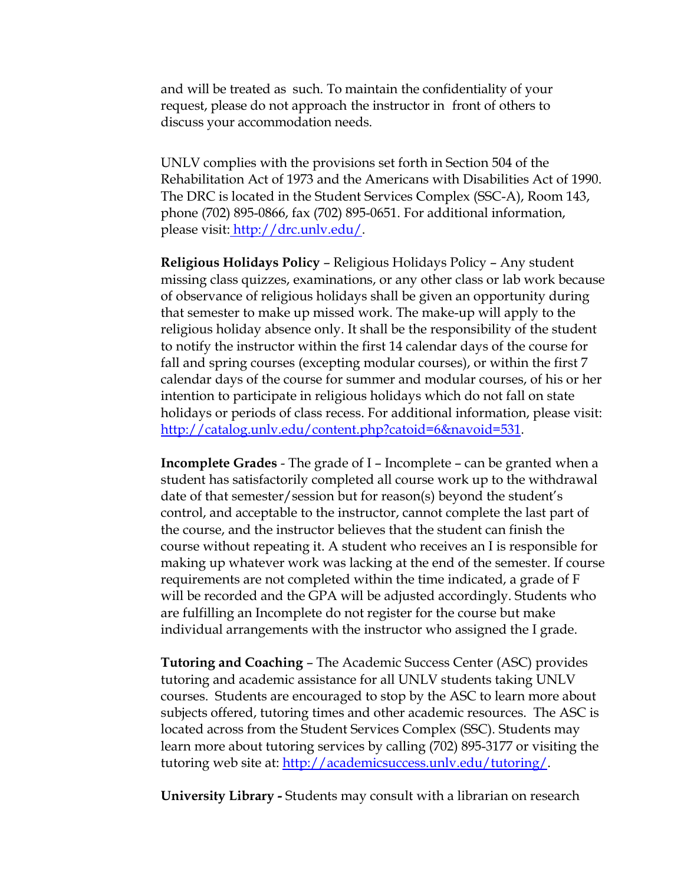and will be treated as such. To maintain the confidentiality of your request, please do not approach the instructor in front of others to discuss your accommodation needs.

UNLV complies with the provisions set forth in Section 504 of the Rehabilitation Act of 1973 and the Americans with Disabilities Act of 1990. The DRC is located in the Student Services Complex (SSC-A), Room 143, phone (702) 895-0866, fax (702) 895-0651. For additional information, please visit: http://drc.unlv.edu/.

**Religious Holidays Policy** – Religious Holidays Policy – Any student missing class quizzes, examinations, or any other class or lab work because of observance of religious holidays shall be given an opportunity during that semester to make up missed work. The make-up will apply to the religious holiday absence only. It shall be the responsibility of the student to notify the instructor within the first 14 calendar days of the course for fall and spring courses (excepting modular courses), or within the first 7 calendar days of the course for summer and modular courses, of his or her intention to participate in religious holidays which do not fall on state holidays or periods of class recess. For additional information, please visit: http://catalog.unlv.edu/content.php?catoid=6&navoid=531.

**Incomplete Grades** - The grade of I – Incomplete – can be granted when a student has satisfactorily completed all course work up to the withdrawal date of that semester/session but for reason(s) beyond the student's control, and acceptable to the instructor, cannot complete the last part of the course, and the instructor believes that the student can finish the course without repeating it. A student who receives an I is responsible for making up whatever work was lacking at the end of the semester. If course requirements are not completed within the time indicated, a grade of F will be recorded and the GPA will be adjusted accordingly. Students who are fulfilling an Incomplete do not register for the course but make individual arrangements with the instructor who assigned the I grade.

**Tutoring and Coaching** – The Academic Success Center (ASC) provides tutoring and academic assistance for all UNLV students taking UNLV courses. Students are encouraged to stop by the ASC to learn more about subjects offered, tutoring times and other academic resources. The ASC is located across from the Student Services Complex (SSC). Students may learn more about tutoring services by calling (702) 895-3177 or visiting the tutoring web site at: http://academicsuccess.unlv.edu/tutoring/.

**University Library -** Students may consult with a librarian on research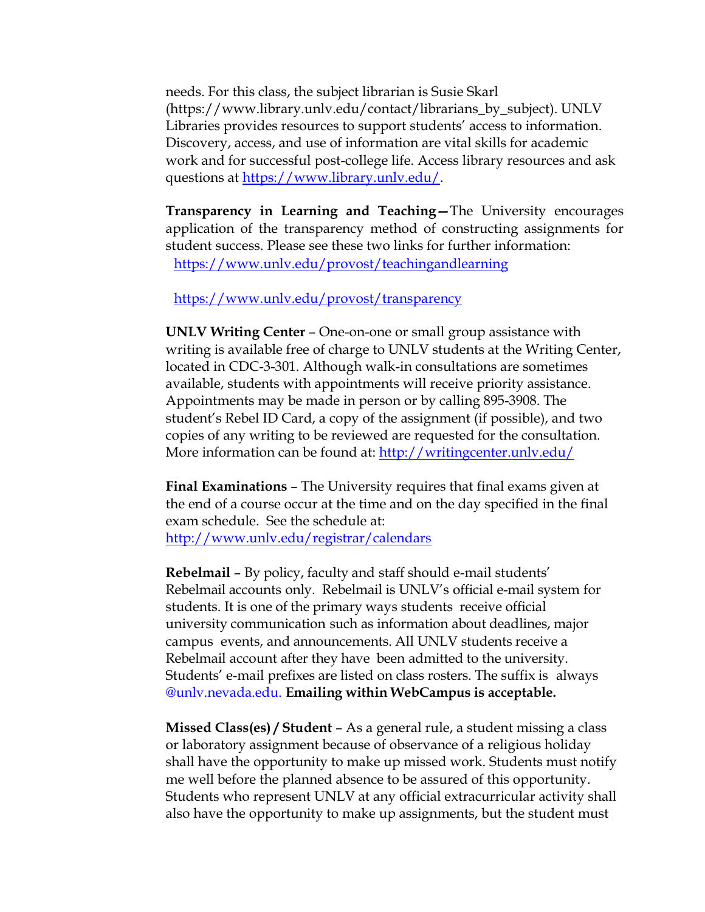needs. For this class, the subject librarian is Susie Skarl (https://www.library.unlv.edu/contact/librarians_by_subject). UNLV Libraries provides resources to support students' access to information. Discovery, access, and use of information are vital skills for academic work and for successful post-college life. Access library resources and ask questions at https://www.library.unlv.edu/.

**Transparency in Learning and Teaching—**The University encourages application of the transparency method of constructing assignments for student success. Please see these two links for further information:

https://www.unlv.edu/provost/teachingandlearning

https://www.unlv.edu/provost/transparency

**UNLV Writing Center** – One-on-one or small group assistance with writing is available free of charge to UNLV students at the Writing Center, located in CDC-3-301. Although walk-in consultations are sometimes available, students with appointments will receive priority assistance. Appointments may be made in person or by calling 895-3908. The student's Rebel ID Card, a copy of the assignment (if possible), and two copies of any writing to be reviewed are requested for the consultation. More information can be found at: http://writingcenter.unlv.edu/

**Final Examinations** – The University requires that final exams given at the end of a course occur at the time and on the day specified in the final exam schedule. See the schedule at: http://www.unlv.edu/registrar/calendars

**Rebelmail** – By policy, faculty and staff should e-mail students' Rebelmail accounts only. Rebelmail is UNLV's official e-mail system for students. It is one of the primary ways students receive official university communication such as information about deadlines, major campus events, and announcements. All UNLV students receive a Rebelmail account after they have been admitted to the university. Students' e-mail prefixes are listed on class rosters. The suffix is always @unlv.nevada.edu. **Emailing within WebCampus is acceptable.**

**Missed Class(es) / Student** – As a general rule, a student missing a class or laboratory assignment because of observance of a religious holiday shall have the opportunity to make up missed work. Students must notify me well before the planned absence to be assured of this opportunity. Students who represent UNLV at any official extracurricular activity shall also have the opportunity to make up assignments, but the student must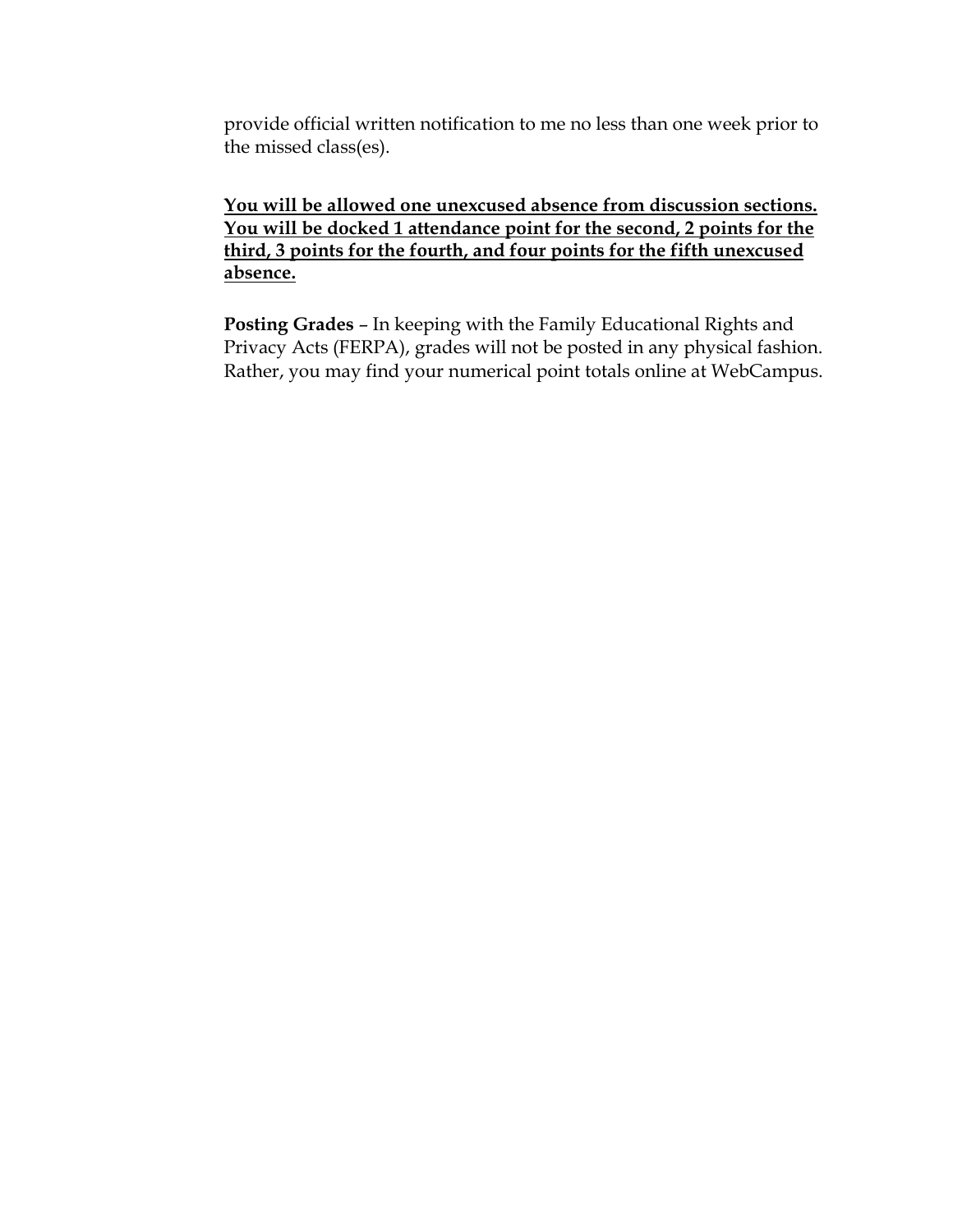provide official written notification to me no less than one week prior to the missed class(es).

**<u>You will be allowed one unexcused absence from discussion sections. You will be docked 1 attendance point for the second, 2 points for the third, 3 points for the fourth, and four points for the fifth unexcused absence.</u>**

**Posting Grades** – In keeping with the Family Educational Rights and Privacy Acts (FERPA), grades will not be posted in any physical fashion. Rather, you may find your numerical point totals online at WebCampus.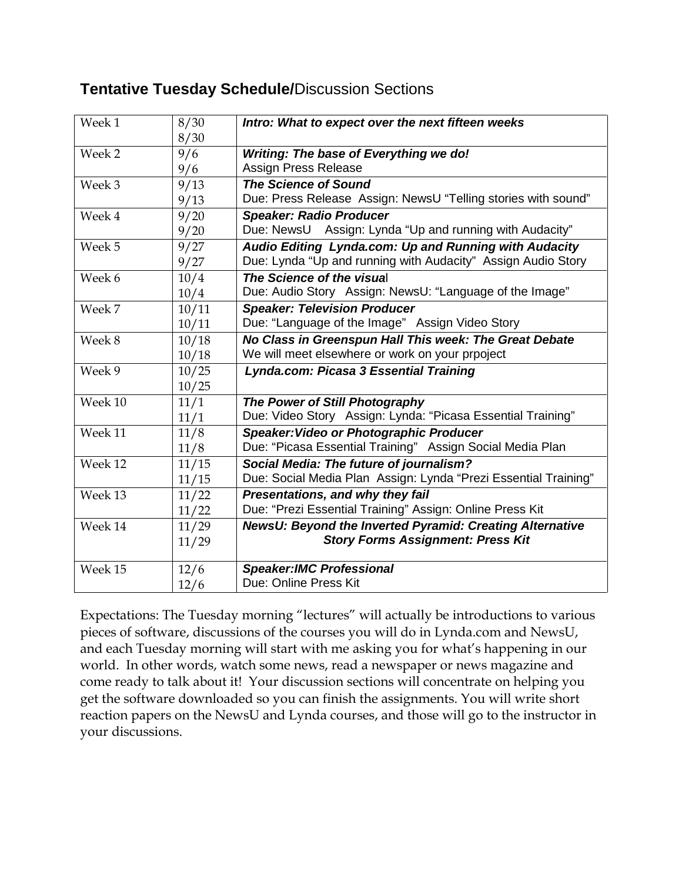## **Tentative Tuesday Schedule/**Discussion Sections

| | | |
|---|---|---|
| Week 1 | 8/30<br>8/30 | ***Intro: What to expect over the next fifteen weeks*** |
| Week 2 | 9/6<br>9/6 | ***Writing: The base of Everything we do!***<br>Assign Press Release |
| Week 3 | 9/13<br>9/13 | ***The Science of Sound***<br>Due: Press Release Assign: NewsU "Telling stories with sound" |
| Week 4 | 9/20<br>9/20 | ***Speaker: Radio Producer***<br>Due: NewsU Assign: Lynda "Up and running with Audacity" |
| Week 5 | 9/27<br>9/27 | ***Audio Editing Lynda.com: Up and Running with Audacity***<br>Due: Lynda "Up and running with Audacity" Assign Audio Story |
| Week 6 | 10/4<br>10/4 | ***The Science of the visua***l<br>Due: Audio Story Assign: NewsU: "Language of the Image" |
| Week 7 | 10/11<br>10/11 | ***Speaker: Television Producer***<br>Due: "Language of the Image" Assign Video Story |
| Week 8 | 10/18<br>10/18 | ***No Class in Greenspun Hall This week: The Great Debate***<br>We will meet elsewhere or work on your prpoject |
| Week 9 | 10/25<br>10/25 | ***Lynda.com: Picasa 3 Essential Training*** |
| Week 10 | 11/1<br>11/1 | ***The Power of Still Photography***<br>Due: Video Story Assign: Lynda: "Picasa Essential Training" |
| Week 11 | 11/8<br>11/8 | ***Speaker:Video or Photographic Producer***<br>Due: "Picasa Essential Training" Assign Social Media Plan |
| Week 12 | 11/15<br>11/15 | ***Social Media: The future of journalism?***<br>Due: Social Media Plan Assign: Lynda "Prezi Essential Training" |
| Week 13 | 11/22<br>11/22 | ***Presentations, and why they fail***<br>Due: "Prezi Essential Training" Assign: Online Press Kit |
| Week 14 | 11/29<br>11/29 | ***NewsU: Beyond the Inverted Pyramid: Creating Alternative Story Forms Assignment: Press Kit*** |
| Week 15 | 12/6<br>12/6 | ***Speaker:IMC Professional***<br>Due: Online Press Kit |

Expectations: The Tuesday morning "lectures" will actually be introductions to various pieces of software, discussions of the courses you will do in Lynda.com and NewsU, and each Tuesday morning will start with me asking you for what's happening in our world. In other words, watch some news, read a newspaper or news magazine and come ready to talk about it! Your discussion sections will concentrate on helping you get the software downloaded so you can finish the assignments. You will write short reaction papers on the NewsU and Lynda courses, and those will go to the instructor in your discussions.